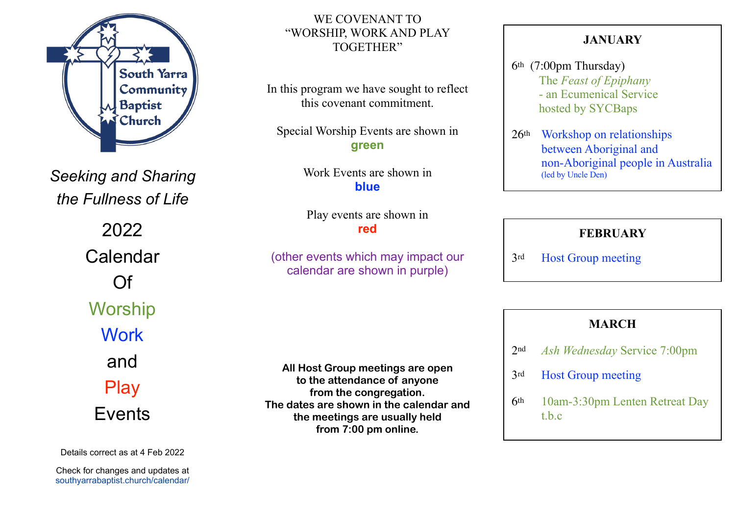South Yarra Community Baptist Church

*Seeking and Sharing the Fullness of Life*

# 2022 Calendar Of Worship Work and Play Events

Details correct as at 4 Feb 2022

Check for changes and updates at southyarrabaptist.church/calendar/

WE COVENANT TO "WORSHIP, WORK AND PLAY TOGETHER"

In this program we have sought to reflect this covenant commitment.

Special Worship Events are shown in **green**

Work Events are shown in **blue**

Play events are shown in **red**

(other events which may impact our calendar are shown in purple)

**All Host Group meetings are open to the attendance of anyone from the congregation. The dates are shown in the calendar and the meetings are usually held from 7:00 pm online.**

## JANUARY

6th (7:00pm Thursday) The *Feast of Epiphany* - an Ecumenical Service hosted by SYCBaps

26th Workshop on relationships between Aboriginal and non-Aboriginal people in Australia (led by Uncle Den)

## FEBRUARY

3rd Host Group meeting

## MARCH

2nd *Ash Wednesday* Service 7:00pm

3rd Host Group meeting

6th 10am-3:30pm Lenten Retreat Day t.b.c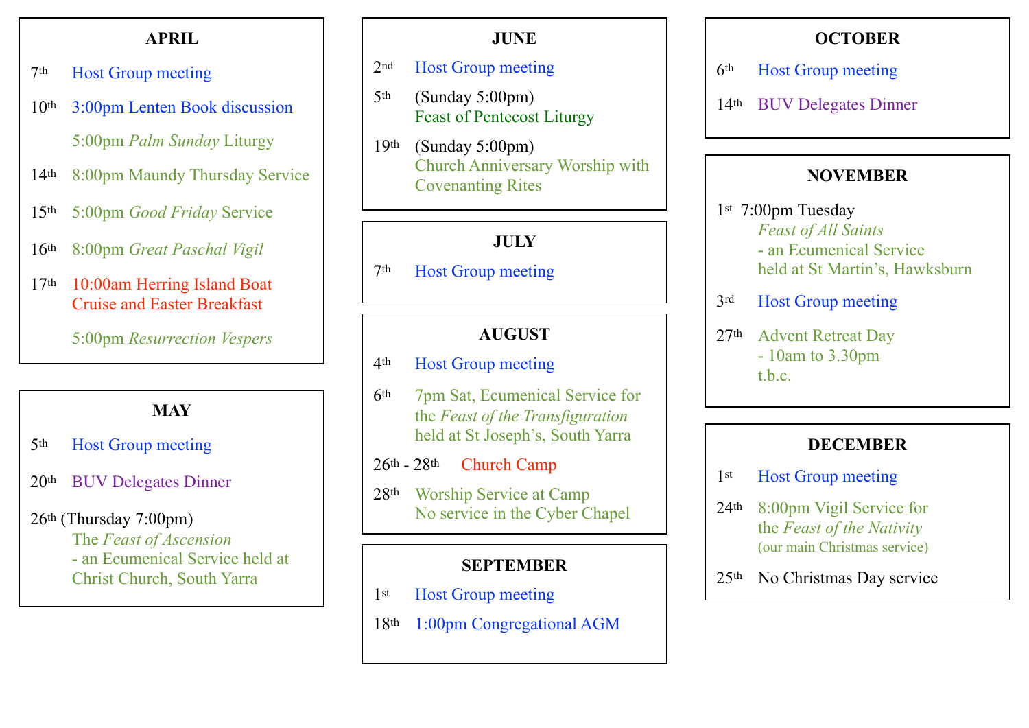## APRIL

7th Host Group meeting

10th 3:00pm Lenten Book discussion

5:00pm *Palm Sunday* Liturgy

14th 8:00pm Maundy Thursday Service

15th 5:00pm *Good Friday* Service

16th 8:00pm *Great Paschal Vigil*

17th 10:00am Herring Island Boat Cruise and Easter Breakfast

5:00pm *Resurrection Vespers*

## MAY

5th Host Group meeting

20th BUV Delegates Dinner

26th (Thursday 7:00pm)
The *Feast of Ascension*
- an Ecumenical Service held at Christ Church, South Yarra

## JUNE

2nd Host Group meeting

5th (Sunday 5:00pm)
Feast of Pentecost Liturgy

19th (Sunday 5:00pm)
Church Anniversary Worship with Covenanting Rites

## JULY

7th Host Group meeting

## AUGUST

4th Host Group meeting

6th 7pm Sat, Ecumenical Service for the *Feast of the Transfiguration* held at St Joseph's, South Yarra

26th - 28th Church Camp

28th Worship Service at Camp
No service in the Cyber Chapel

## SEPTEMBER

1st Host Group meeting

18th 1:00pm Congregational AGM

## OCTOBER

6th Host Group meeting

14th BUV Delegates Dinner

## NOVEMBER

1st 7:00pm Tuesday
*Feast of All Saints*
- an Ecumenical Service held at St Martin's, Hawksburn

3rd Host Group meeting

27th Advent Retreat Day
- 10am to 3.30pm
t.b.c.

## DECEMBER

1st Host Group meeting

24th 8:00pm Vigil Service for the *Feast of the Nativity*
(our main Christmas service)

25th No Christmas Day service